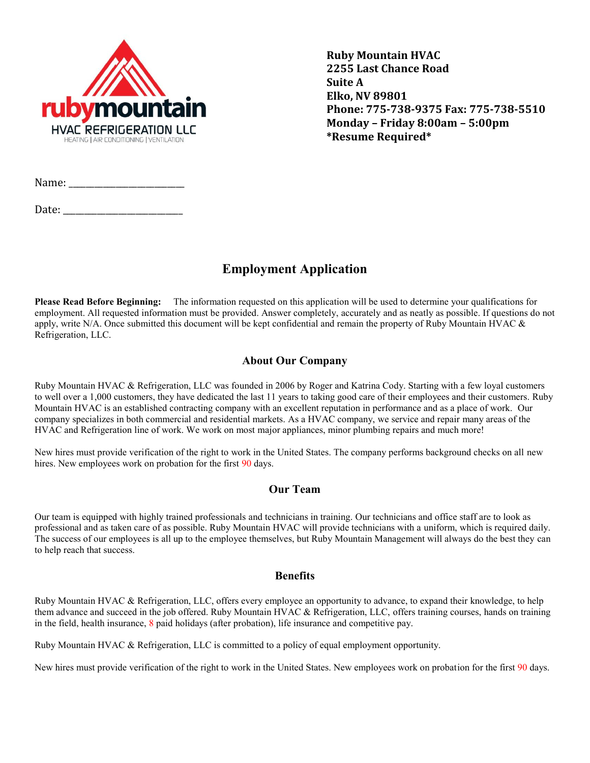rubymountain
HVAC REFRIGERATION LLC
HEATING | AIR CONDITIONING | VENTILATION

**Ruby Mountain HVAC**
**2255 Last Chance Road**
**Suite A**
**Elko, NV 89801**
**Phone: 775-738-9375 Fax: 775-738-5510**
**Monday – Friday 8:00am – 5:00pm**
***Resume Required***

Name: ________________________

Date: _________________________

# Employment Application

**Please Read Before Beginning:** The information requested on this application will be used to determine your qualifications for employment. All requested information must be provided. Answer completely, accurately and as neatly as possible. If questions do not apply, write N/A. Once submitted this document will be kept confidential and remain the property of Ruby Mountain HVAC & Refrigeration, LLC.

## About Our Company

Ruby Mountain HVAC & Refrigeration, LLC was founded in 2006 by Roger and Katrina Cody. Starting with a few loyal customers to well over a 1,000 customers, they have dedicated the last 11 years to taking good care of their employees and their customers. Ruby Mountain HVAC is an established contracting company with an excellent reputation in performance and as a place of work. Our company specializes in both commercial and residential markets. As a HVAC company, we service and repair many areas of the HVAC and Refrigeration line of work. We work on most major appliances, minor plumbing repairs and much more!

New hires must provide verification of the right to work in the United States. The company performs background checks on all new hires. New employees work on probation for the first 90 days.

## Our Team

Our team is equipped with highly trained professionals and technicians in training. Our technicians and office staff are to look as professional and as taken care of as possible. Ruby Mountain HVAC will provide technicians with a uniform, which is required daily. The success of our employees is all up to the employee themselves, but Ruby Mountain Management will always do the best they can to help reach that success.

## Benefits

Ruby Mountain HVAC & Refrigeration, LLC, offers every employee an opportunity to advance, to expand their knowledge, to help them advance and succeed in the job offered. Ruby Mountain HVAC & Refrigeration, LLC, offers training courses, hands on training in the field, health insurance, 8 paid holidays (after probation), life insurance and competitive pay.

Ruby Mountain HVAC & Refrigeration, LLC is committed to a policy of equal employment opportunity.

New hires must provide verification of the right to work in the United States. New employees work on probation for the first 90 days.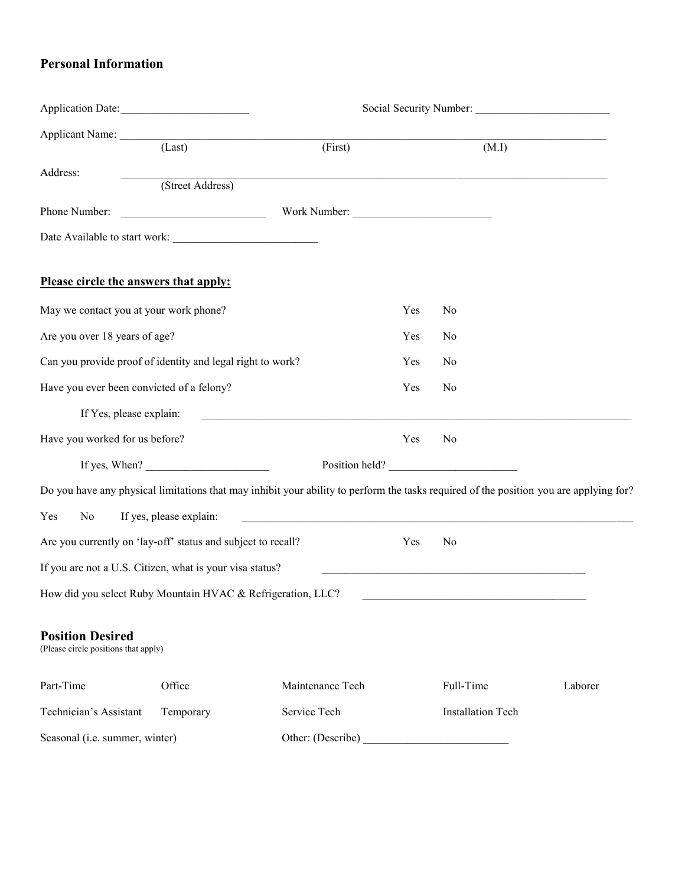## Personal Information

Application Date:______________________ Social Security Number: ________________________

Applicant Name: ________________________________________________________________________
(Last) (First) (M.I)

Address: ________________________________________________________________________
(Street Address)

Phone Number: __________________________ Work Number: _________________________

Date Available to start work: __________________________

**Please circle the answers that apply:**

May we contact you at your work phone? Yes No

Are you over 18 years of age? Yes No

Can you provide proof of identity and legal right to work? Yes No

Have you ever been convicted of a felony? Yes No

If Yes, please explain: ______________________________________________________________________________

Have you worked for us before? Yes No

If yes, When? ______________________ Position held? _______________________

Do you have any physical limitations that may inhibit your ability to perform the tasks required of the position you are applying for?

Yes No If yes, please explain: ________________________________________________________________________

Are you currently on 'lay-off' status and subject to recall? Yes No

If you are not a U.S. Citizen, what is your visa status? _______________________________________________

How did you select Ruby Mountain HVAC & Refrigeration, LLC? ________________________________________

## Position Desired

(Please circle positions that apply)

| | | | | |
|---|---|---|---|---|
| Part-Time | Office | Maintenance Tech | Full-Time | Laborer |
| Technician's Assistant | Temporary | Service Tech | Installation Tech | |
| Seasonal (i.e. summer, winter) | | Other: (Describe) __________________________ | | |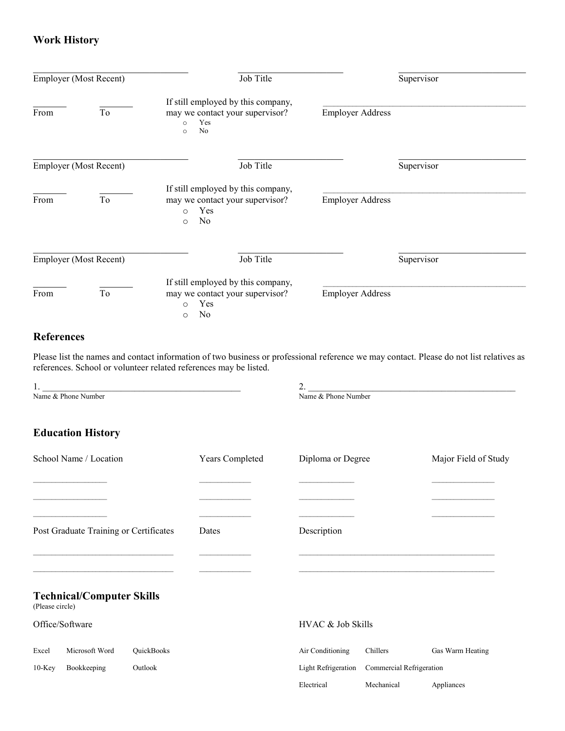## Work History

| Employer (Most Recent) | Job Title | Supervisor |
|---|---|---|
| ____________________ | ____________________ | ____________________ |

From _______ To _______

If still employed by this company, may we contact your supervisor?
- Yes
- No

Employer Address ______________________________

| Employer (Most Recent) | Job Title | Supervisor |
|---|---|---|
| ____________________ | ____________________ | ____________________ |

From _______ To _______

If still employed by this company, may we contact your supervisor?
- Yes
- No

Employer Address ______________________________

| Employer (Most Recent) | Job Title | Supervisor |
|---|---|---|
| ____________________ | ____________________ | ____________________ |

From _______ To _______

If still employed by this company, may we contact your supervisor?
- Yes
- No

Employer Address ______________________________

## References

Please list the names and contact information of two business or professional reference we may contact. Please do not list relatives as references. School or volunteer related references may be listed.

1. ______________________________
Name & Phone Number

2. ______________________________
Name & Phone Number

## Education History

| School Name / Location | Years Completed | Diploma or Degree | Major Field of Study |
|---|---|---|---|
| ____________ | ________ | ________ | ________ |
| ____________ | ________ | ________ | ________ |
| ____________ | ________ | ________ | ________ |

| Post Graduate Training or Certificates | Dates | Description |
|---|---|---|
| ____________________ | ________ | ______________________________ |
| ____________________ | ________ | ______________________________ |

## Technical/Computer Skills

(Please circle)

**Office/Software**

| | | |
|---|---|---|
| Excel | Microsoft Word | QuickBooks |
| 10-Key | Bookkeeping | Outlook |

**HVAC & Job Skills**

| | | |
|---|---|---|
| Air Conditioning | Chillers | Gas Warm Heating |
| Light Refrigeration | Commercial Refrigeration | |
| Electrical | Mechanical | Appliances |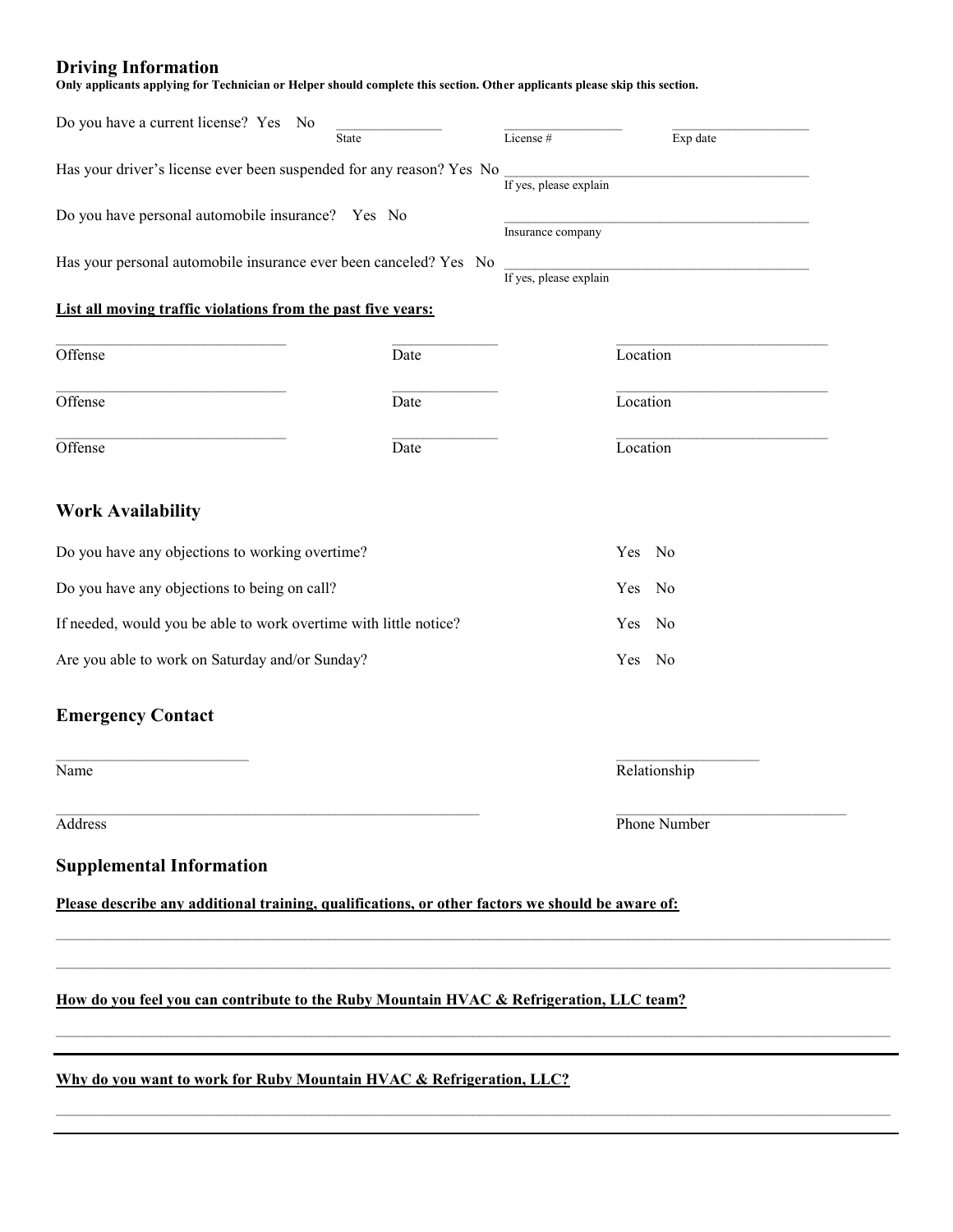## Driving Information

**Only applicants applying for Technician or Helper should complete this section. Other applicants please skip this section.**

Do you have a current license? Yes No ______________ State ______________ License # ______________ Exp date

Has your driver's license ever been suspended for any reason? Yes No ______________ If yes, please explain

Do you have personal automobile insurance? Yes No ______________ Insurance company

Has your personal automobile insurance ever been canceled? Yes No ______________ If yes, please explain

**List all moving traffic violations from the past five years:**

| Offense | Date | Location |
|---|---|---|
| | | |
| | | |
| | | |

## Work Availability

| | |
|---|---|
| Do you have any objections to working overtime? | Yes No |
| Do you have any objections to being on call? | Yes No |
| If needed, would you be able to work overtime with little notice? | Yes No |
| Are you able to work on Saturday and/or Sunday? | Yes No |

## Emergency Contact

______________ Name ______________ Relationship

______________ Address ______________ Phone Number

## Supplemental Information

**Please describe any additional training, qualifications, or other factors we should be aware of:**

______________________________________________

______________________________________________

**How do you feel you can contribute to the Ruby Mountain HVAC & Refrigeration, LLC team?**

______________________________________________

**Why do you want to work for Ruby Mountain HVAC & Refrigeration, LLC?**

______________________________________________